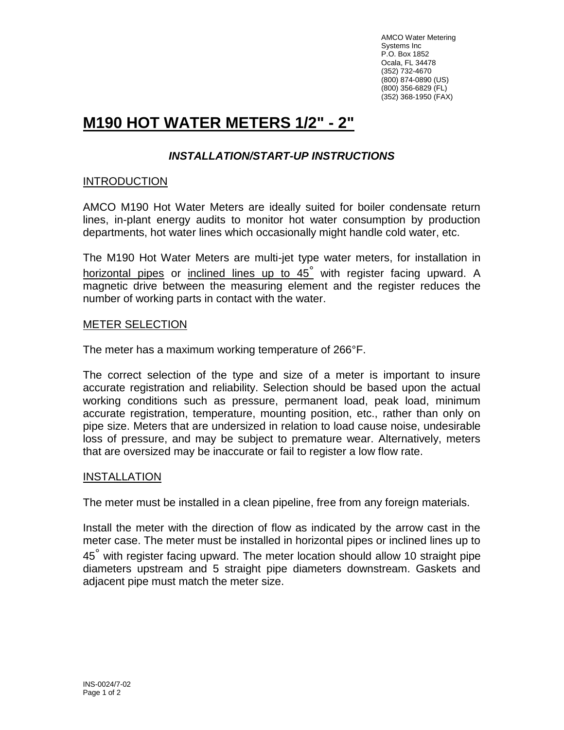AMCO Water Metering Systems Inc
P.O. Box 1852
Ocala, FL 34478
(352) 732-4670
(800) 874-0890 (US)
(800) 356-6829 (FL)
(352) 368-1950 (FAX)

# M190 HOT WATER METERS 1/2" - 2"

### *INSTALLATION/START-UP INSTRUCTIONS*

## INTRODUCTION

AMCO M190 Hot Water Meters are ideally suited for boiler condensate return lines, in-plant energy audits to monitor hot water consumption by production departments, hot water lines which occasionally might handle cold water, etc.

The M190 Hot Water Meters are multi-jet type water meters, for installation in horizontal pipes or inclined lines up to 45° with register facing upward. A magnetic drive between the measuring element and the register reduces the number of working parts in contact with the water.

## METER SELECTION

The meter has a maximum working temperature of 266°F.

The correct selection of the type and size of a meter is important to insure accurate registration and reliability. Selection should be based upon the actual working conditions such as pressure, permanent load, peak load, minimum accurate registration, temperature, mounting position, etc., rather than only on pipe size. Meters that are undersized in relation to load cause noise, undesirable loss of pressure, and may be subject to premature wear. Alternatively, meters that are oversized may be inaccurate or fail to register a low flow rate.

## INSTALLATION

The meter must be installed in a clean pipeline, free from any foreign materials.

Install the meter with the direction of flow as indicated by the arrow cast in the meter case. The meter must be installed in horizontal pipes or inclined lines up to 45° with register facing upward. The meter location should allow 10 straight pipe diameters upstream and 5 straight pipe diameters downstream. Gaskets and adjacent pipe must match the meter size.

INS-0024/7-02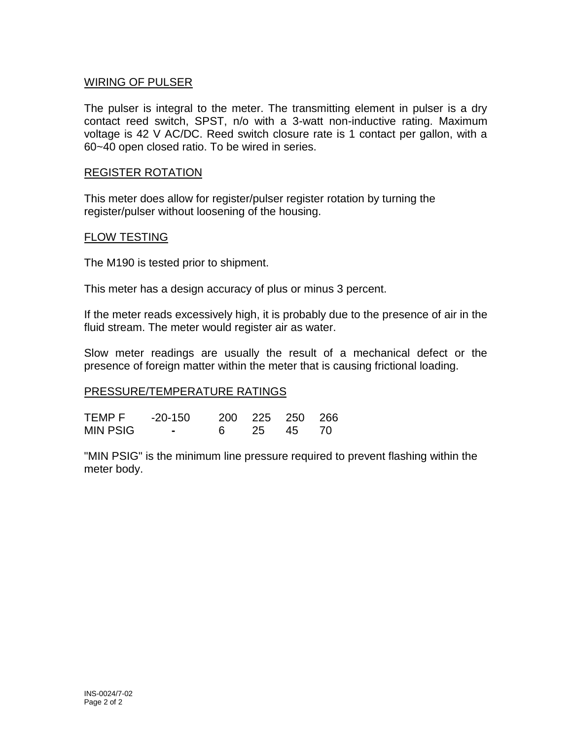## WIRING OF PULSER

The pulser is integral to the meter. The transmitting element in pulser is a dry contact reed switch, SPST, n/o with a 3-watt non-inductive rating. Maximum voltage is 42 V AC/DC. Reed switch closure rate is 1 contact per gallon, with a 60~40 open closed ratio. To be wired in series.

## REGISTER ROTATION

This meter does allow for register/pulser register rotation by turning the register/pulser without loosening of the housing.

## FLOW TESTING

The M190 is tested prior to shipment.

This meter has a design accuracy of plus or minus 3 percent.

If the meter reads excessively high, it is probably due to the presence of air in the fluid stream. The meter would register air as water.

Slow meter readings are usually the result of a mechanical defect or the presence of foreign matter within the meter that is causing frictional loading.

## PRESSURE/TEMPERATURE RATINGS

| | | | | | |
|---|---|---|---|---|---|
| TEMP F | -20-150 | 200 | 225 | 250 | 266 |
| MIN PSIG | - | 6 | 25 | 45 | 70 |

"MIN PSIG" is the minimum line pressure required to prevent flashing within the meter body.

INS-0024/7-02